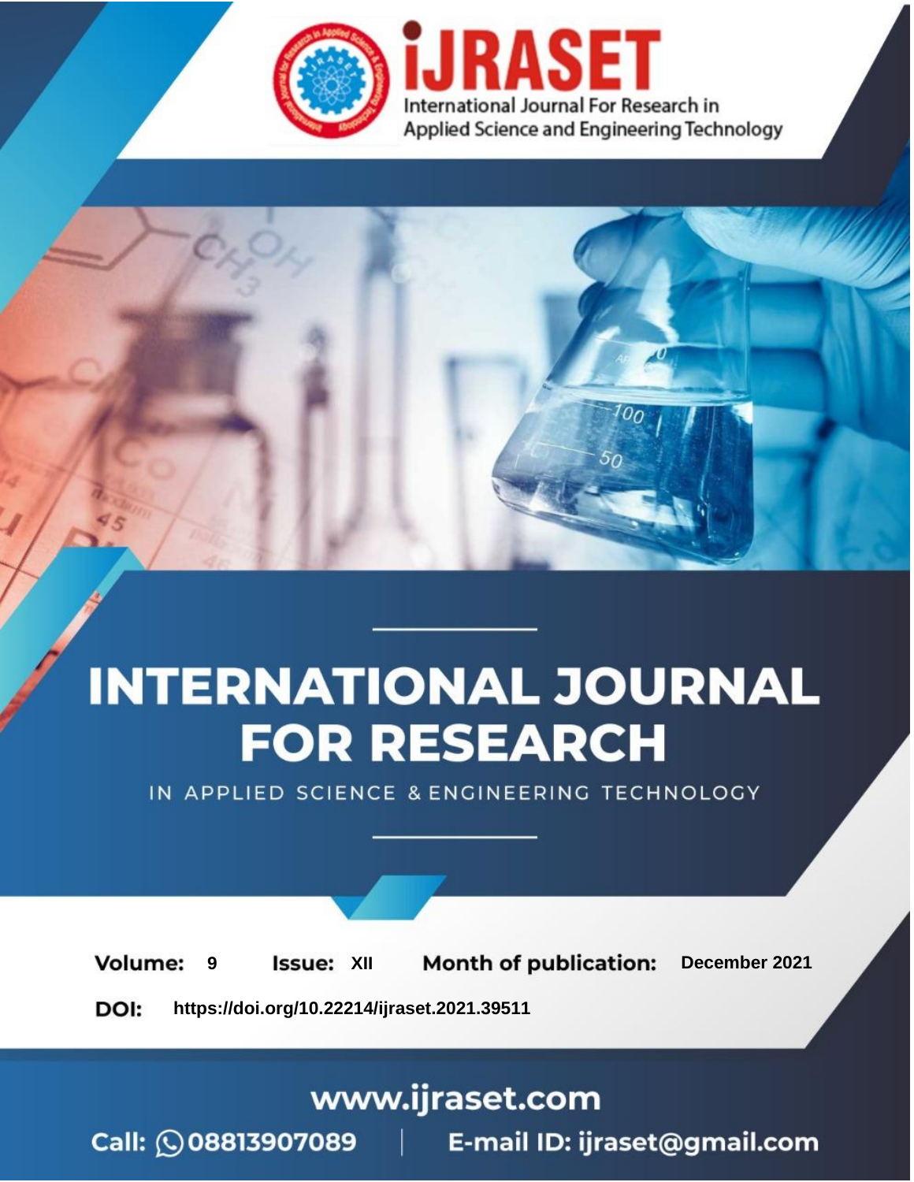iJRASET

International Journal For Research in Applied Science and Engineering Technology

# INTERNATIONAL JOURNAL FOR RESEARCH

IN APPLIED SCIENCE & ENGINEERING TECHNOLOGY

**Volume:** 9 **Issue:** XII **Month of publication:** December 2021

**DOI:** https://doi.org/10.22214/ijraset.2021.39511

www.ijraset.com

Call: 08813907089 | E-mail ID: ijraset@gmail.com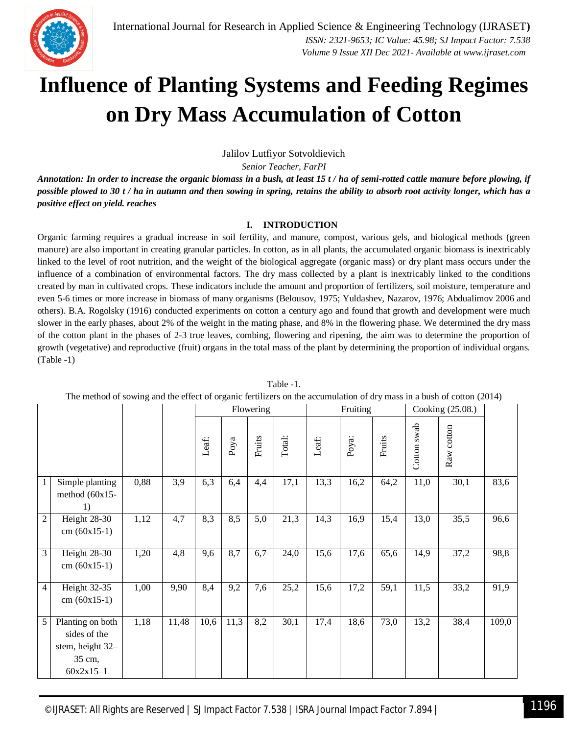# Influence of Planting Systems and Feeding Regimes on Dry Mass Accumulation of Cotton

Jalilov Lutfiyor Sotvoldievich

*Senior Teacher, FarPI*

***Annotation: In order to increase the organic biomass in a bush, at least 15 t / ha of semi-rotted cattle manure before plowing, if possible plowed to 30 t / ha in autumn and then sowing in spring, retains the ability to absorb root activity longer, which has a positive effect on yield. reaches***

## I. INTRODUCTION

Organic farming requires a gradual increase in soil fertility, and manure, compost, various gels, and biological methods (green manure) are also important in creating granular particles. In cotton, as in all plants, the accumulated organic biomass is inextricably linked to the level of root nutrition, and the weight of the biological aggregate (organic mass) or dry plant mass occurs under the influence of a combination of environmental factors. The dry mass collected by a plant is inextricably linked to the conditions created by man in cultivated crops. These indicators include the amount and proportion of fertilizers, soil moisture, temperature and even 5-6 times or more increase in biomass of many organisms (Belousov, 1975; Yuldashev, Nazarov, 1976; Abdualimov 2006 and others). B.A. Rogolsky (1916) conducted experiments on cotton a century ago and found that growth and development were much slower in the early phases, about 2% of the weight in the mating phase, and 8% in the flowering phase. We determined the dry mass of the cotton plant in the phases of 2-3 true leaves, combing, flowering and ripening, the aim was to determine the proportion of growth (vegetative) and reproductive (fruit) organs in the total mass of the plant by determining the proportion of individual organs. (Table -1)

Table -1.

The method of sowing and the effect of organic fertilizers on the accumulation of dry mass in a bush of cotton (2014)

| | | | | Flowering | | | | Fruiting | | | Cooking (25.08.) | | |
|---|---|---|---|---|---|---|---|---|---|---|---|---|---|
| | | | | Leaf: | Poya | Fruits | Total: | Leaf: | Poya: | Fruits | Cotton swab | Raw cotton | |
| 1 | Simple planting method (60x15-1) | 0,88 | 3,9 | 6,3 | 6,4 | 4,4 | 17,1 | 13,3 | 16,2 | 64,2 | 11,0 | 30,1 | 83,6 |
| 2 | Height 28-30 cm (60x15-1) | 1,12 | 4,7 | 8,3 | 8,5 | 5,0 | 21,3 | 14,3 | 16,9 | 15,4 | 13,0 | 35,5 | 96,6 |
| 3 | Height 28-30 cm (60x15-1) | 1,20 | 4,8 | 9,6 | 8,7 | 6,7 | 24,0 | 15,6 | 17,6 | 65,6 | 14,9 | 37,2 | 98,8 |
| 4 | Height 32-35 cm (60x15-1) | 1,00 | 9,90 | 8,4 | 9,2 | 7,6 | 25,2 | 15,6 | 17,2 | 59,1 | 11,5 | 33,2 | 91,9 |
| 5 | Planting on both sides of the stem, height 32–35 cm, 60x2x15–1 | 1,18 | 11,48 | 10,6 | 11,3 | 8,2 | 30,1 | 17,4 | 18,6 | 73,0 | 13,2 | 38,4 | 109,0 |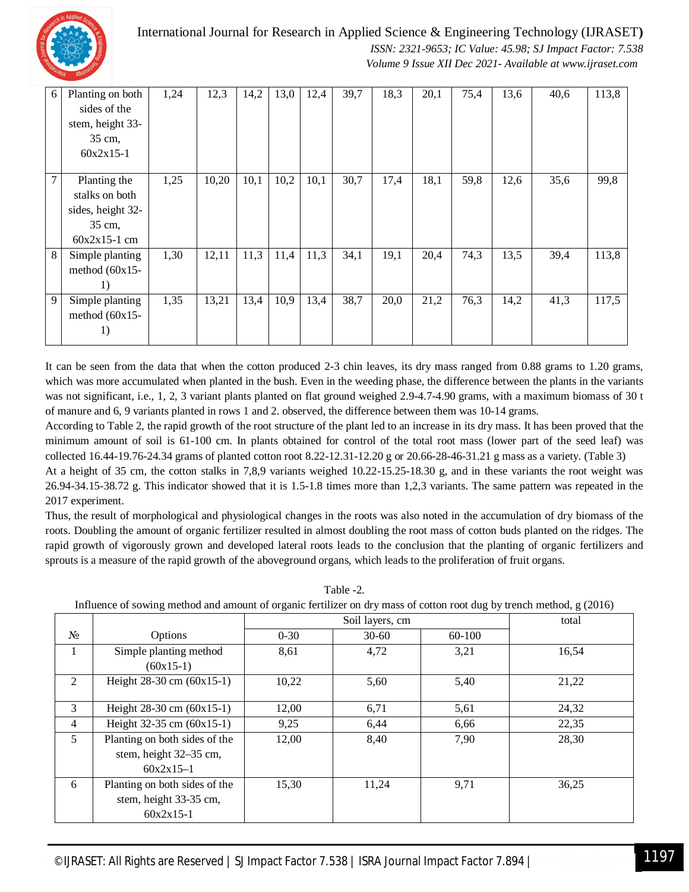| 6 | Planting on both sides of the stem, height 33-35 cm, 60x2x15-1 | 1,24 | 12,3 | 14,2 | 13,0 | 12,4 | 39,7 | 18,3 | 20,1 | 75,4 | 13,6 | 40,6 | 113,8 |
|---|---|---|---|---|---|---|---|---|---|---|---|---|---|
| 7 | Planting the stalks on both sides, height 32-35 cm, 60x2x15-1 cm | 1,25 | 10,20 | 10,1 | 10,2 | 10,1 | 30,7 | 17,4 | 18,1 | 59,8 | 12,6 | 35,6 | 99,8 |
| 8 | Simple planting method (60x15-1) | 1,30 | 12,11 | 11,3 | 11,4 | 11,3 | 34,1 | 19,1 | 20,4 | 74,3 | 13,5 | 39,4 | 113,8 |
| 9 | Simple planting method (60x15-1) | 1,35 | 13,21 | 13,4 | 10,9 | 13,4 | 38,7 | 20,0 | 21,2 | 76,3 | 14,2 | 41,3 | 117,5 |

It can be seen from the data that when the cotton produced 2-3 chin leaves, its dry mass ranged from 0.88 grams to 1.20 grams, which was more accumulated when planted in the bush. Even in the weeding phase, the difference between the plants in the variants was not significant, i.e., 1, 2, 3 variant plants planted on flat ground weighed 2.9-4.7-4.90 grams, with a maximum biomass of 30 t of manure and 6, 9 variants planted in rows 1 and 2. observed, the difference between them was 10-14 grams.

According to Table 2, the rapid growth of the root structure of the plant led to an increase in its dry mass. It has been proved that the minimum amount of soil is 61-100 cm. In plants obtained for control of the total root mass (lower part of the seed leaf) was collected 16.44-19.76-24.34 grams of planted cotton root 8.22-12.31-12.20 g or 20.66-28-46-31.21 g mass as a variety. (Table 3)

At a height of 35 cm, the cotton stalks in 7,8,9 variants weighed 10.22-15.25-18.30 g, and in these variants the root weight was 26.94-34.15-38.72 g. This indicator showed that it is 1.5-1.8 times more than 1,2,3 variants. The same pattern was repeated in the 2017 experiment.

Thus, the result of morphological and physiological changes in the roots was also noted in the accumulation of dry biomass of the roots. Doubling the amount of organic fertilizer resulted in almost doubling the root mass of cotton buds planted on the ridges. The rapid growth of vigorously grown and developed lateral roots leads to the conclusion that the planting of organic fertilizers and sprouts is a measure of the rapid growth of the aboveground organs, which leads to the proliferation of fruit organs.

Table -2.

Influence of sowing method and amount of organic fertilizer on dry mass of cotton root dug by trench method, g (2016)

| № | Options | Soil layers, cm | | | total |
|---|---|---|---|---|---|
| | | 0-30 | 30-60 | 60-100 | |
| 1 | Simple planting method (60x15-1) | 8,61 | 4,72 | 3,21 | 16,54 |
| 2 | Height 28-30 cm (60x15-1) | 10,22 | 5,60 | 5,40 | 21,22 |
| 3 | Height 28-30 cm (60x15-1) | 12,00 | 6,71 | 5,61 | 24,32 |
| 4 | Height 32-35 cm (60x15-1) | 9,25 | 6,44 | 6,66 | 22,35 |
| 5 | Planting on both sides of the stem, height 32–35 cm, 60x2x15–1 | 12,00 | 8,40 | 7,90 | 28,30 |
| 6 | Planting on both sides of the stem, height 33-35 cm, 60x2x15-1 | 15,30 | 11,24 | 9,71 | 36,25 |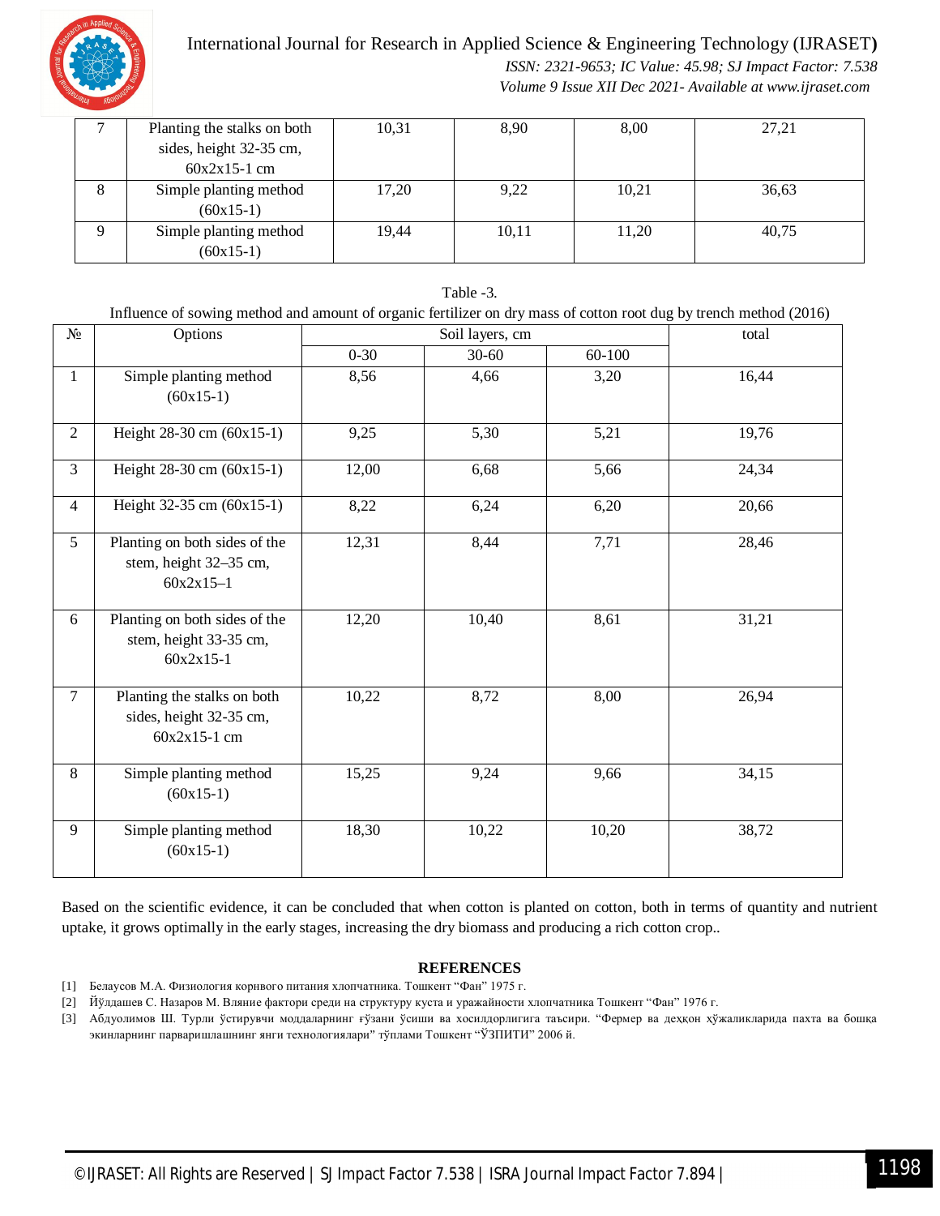| 7 | Planting the stalks on both sides, height 32-35 cm, 60x2x15-1 cm | 10,31 | 8,90 | 8,00 | 27,21 |
|---|---|---|---|---|---|
| 8 | Simple planting method (60x15-1) | 17,20 | 9,22 | 10,21 | 36,63 |
| 9 | Simple planting method (60x15-1) | 19,44 | 10,11 | 11,20 | 40,75 |

Table -3.

Influence of sowing method and amount of organic fertilizer on dry mass of cotton root dug by trench method (2016)

| № | Options | Soil layers, cm | | | total |
|---|---|---|---|---|---|
| | | 0-30 | 30-60 | 60-100 | |
| 1 | Simple planting method (60x15-1) | 8,56 | 4,66 | 3,20 | 16,44 |
| 2 | Height 28-30 cm (60x15-1) | 9,25 | 5,30 | 5,21 | 19,76 |
| 3 | Height 28-30 cm (60x15-1) | 12,00 | 6,68 | 5,66 | 24,34 |
| 4 | Height 32-35 cm (60x15-1) | 8,22 | 6,24 | 6,20 | 20,66 |
| 5 | Planting on both sides of the stem, height 32–35 cm, 60x2x15–1 | 12,31 | 8,44 | 7,71 | 28,46 |
| 6 | Planting on both sides of the stem, height 33-35 cm, 60x2x15-1 | 12,20 | 10,40 | 8,61 | 31,21 |
| 7 | Planting the stalks on both sides, height 32-35 cm, 60x2x15-1 cm | 10,22 | 8,72 | 8,00 | 26,94 |
| 8 | Simple planting method (60x15-1) | 15,25 | 9,24 | 9,66 | 34,15 |
| 9 | Simple planting method (60x15-1) | 18,30 | 10,22 | 10,20 | 38,72 |

Based on the scientific evidence, it can be concluded that when cotton is planted on cotton, both in terms of quantity and nutrient uptake, it grows optimally in the early stages, increasing the dry biomass and producing a rich cotton crop..

## REFERENCES

[1] Белаусов М.А. Физиология корнвого питания хлопчатника. Тошкент "Фан" 1975 г.

[2] Йўлдашев С. Назаров М. Влияние фактори среди на структуру куста и уражайности хлопчатника Тошкент "Фан" 1976 г.

[3] Абдуолимов Ш. Турли ўстирувчи моддаларнинг ғўзани ўсиши ва хосилдорлигига таъсири. "Фермер ва деҳқон ҳўжаликларида пахта ва бошқа экинларнинг парваришлашнинг янги технологиялари" тўплами Тошкент "ЎЗПИТИ" 2006 й.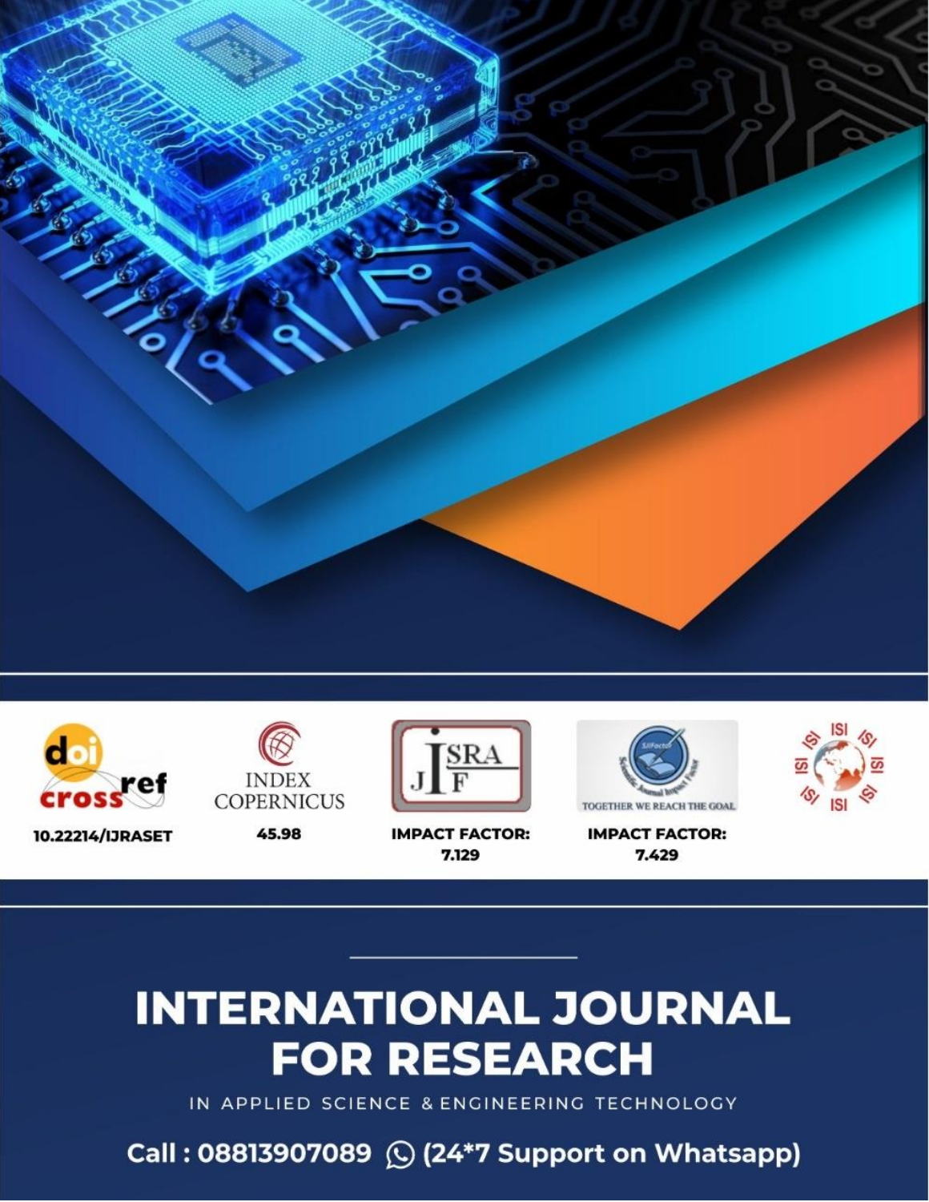10.22214/IJRASET

INDEX COPERNICUS

45.98

IMPACT FACTOR: 7.129

IMPACT FACTOR: 7.429

TOGETHER WE REACH THE GOAL

# INTERNATIONAL JOURNAL FOR RESEARCH

IN APPLIED SCIENCE & ENGINEERING TECHNOLOGY

Call : 08813907089 (24*7 Support on Whatsapp)